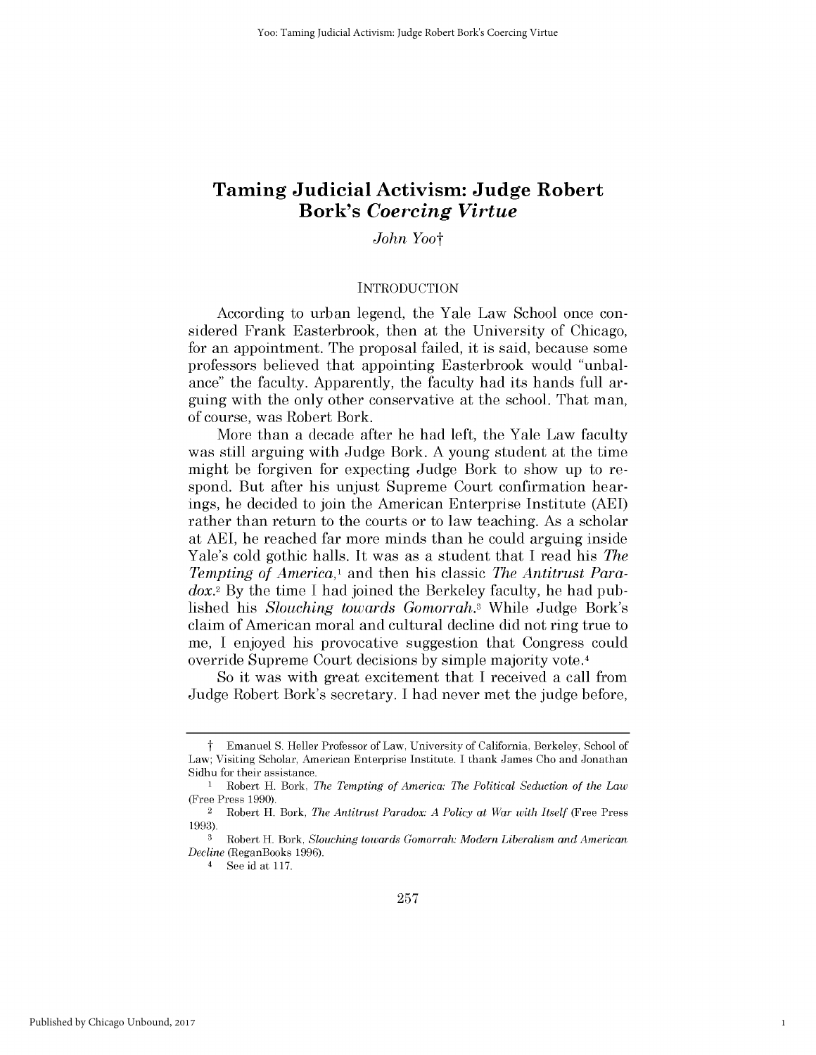# Taming Judicial Activism: Judge Robert Bork's *Coercing Virtue*

*John Yoo*†

## INTRODUCTION

According to urban legend, the Yale Law School once considered Frank Easterbrook, then at the University of Chicago, for an appointment. The proposal failed, it is said, because some professors believed that appointing Easterbrook would "unbalance" the faculty. Apparently, the faculty had its hands full arguing with the only other conservative at the school. That man, of course, was Robert Bork.

More than a decade after he had left, the Yale Law faculty was still arguing with Judge Bork. A young student at the time might be forgiven for expecting Judge Bork to show up to respond. But after his unjust Supreme Court confirmation hearings, he decided to join the American Enterprise Institute (AEI) rather than return to the courts or to law teaching. As a scholar at AEI, he reached far more minds than he could arguing inside Yale's cold gothic halls. It was as a student that I read his *The Tempting of America*,[1] and then his classic *The Antitrust Paradox*.[2] By the time I had joined the Berkeley faculty, he had published his *Slouching towards Gomorrah*.[3] While Judge Bork's claim of American moral and cultural decline did not ring true to me, I enjoyed his provocative suggestion that Congress could override Supreme Court decisions by simple majority vote.[4]

So it was with great excitement that I received a call from Judge Robert Bork's secretary. I had never met the judge before,

---

† Emanuel S. Heller Professor of Law, University of California, Berkeley, School of Law; Visiting Scholar, American Enterprise Institute. I thank James Cho and Jonathan Sidhu for their assistance.

1 Robert H. Bork, *The Tempting of America: The Political Seduction of the Law* (Free Press 1990).

2 Robert H. Bork, *The Antitrust Paradox: A Policy at War with Itself* (Free Press 1993).

3 Robert H. Bork, *Slouching towards Gomorrah: Modern Liberalism and American Decline* (ReganBooks 1996).

4 See id at 117.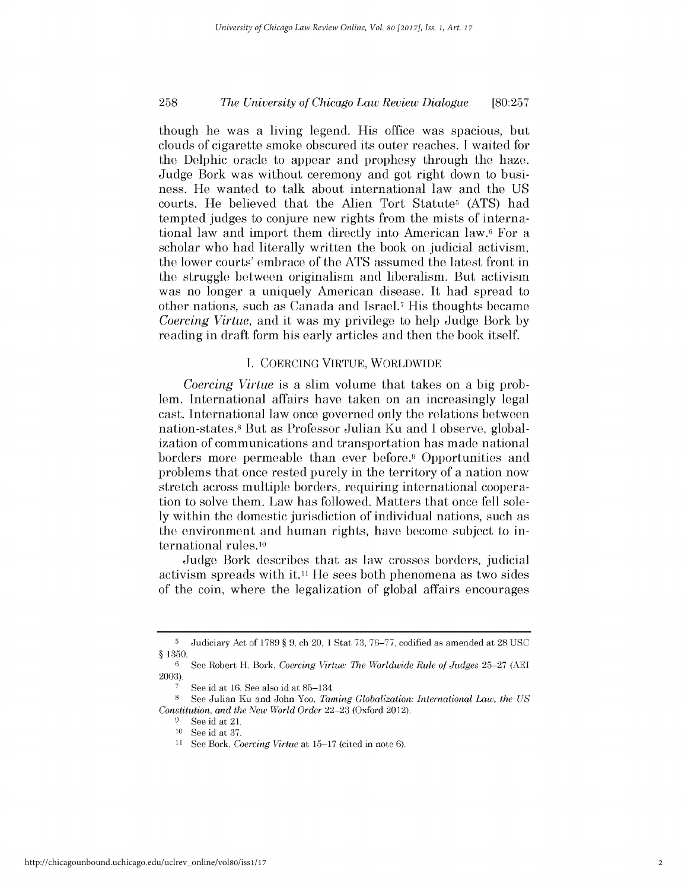though he was a living legend. His office was spacious, but clouds of cigarette smoke obscured its outer reaches. I waited for the Delphic oracle to appear and prophesy through the haze. Judge Bork was without ceremony and got right down to business. He wanted to talk about international law and the US courts. He believed that the Alien Tort Statute[5] (ATS) had tempted judges to conjure new rights from the mists of international law and import them directly into American law.[6] For a scholar who had literally written the book on judicial activism, the lower courts' embrace of the ATS assumed the latest front in the struggle between originalism and liberalism. But activism was no longer a uniquely American disease. It had spread to other nations, such as Canada and Israel.[7] His thoughts became *Coercing Virtue*, and it was my privilege to help Judge Bork by reading in draft form his early articles and then the book itself.

## I. Coercing Virtue, Worldwide

*Coercing Virtue* is a slim volume that takes on a big problem. International affairs have taken on an increasingly legal cast. International law once governed only the relations between nation-states.[8] But as Professor Julian Ku and I observe, globalization of communications and transportation has made national borders more permeable than ever before.[9] Opportunities and problems that once rested purely in the territory of a nation now stretch across multiple borders, requiring international cooperation to solve them. Law has followed. Matters that once fell solely within the domestic jurisdiction of individual nations, such as the environment and human rights, have become subject to international rules.[10]

Judge Bork describes that as law crosses borders, judicial activism spreads with it.[11] He sees both phenomena as two sides of the coin, where the legalization of global affairs encourages

---

[5] Judiciary Act of 1789 § 9, ch 20, 1 Stat 73, 76–77, codified as amended at 28 USC § 1350.

[6] See Robert H. Bork, *Coercing Virtue: The Worldwide Rule of Judges* 25–27 (AEI 2003).

[7] See id at 16. See also id at 85–134.

[8] See Julian Ku and John Yoo, *Taming Globalization: International Law, the US Constitution, and the New World Order* 22–23 (Oxford 2012).

[9] See id at 21.

[10] See id at 37.

[11] See Bork, *Coercing Virtue* at 15–17 (cited in note 6).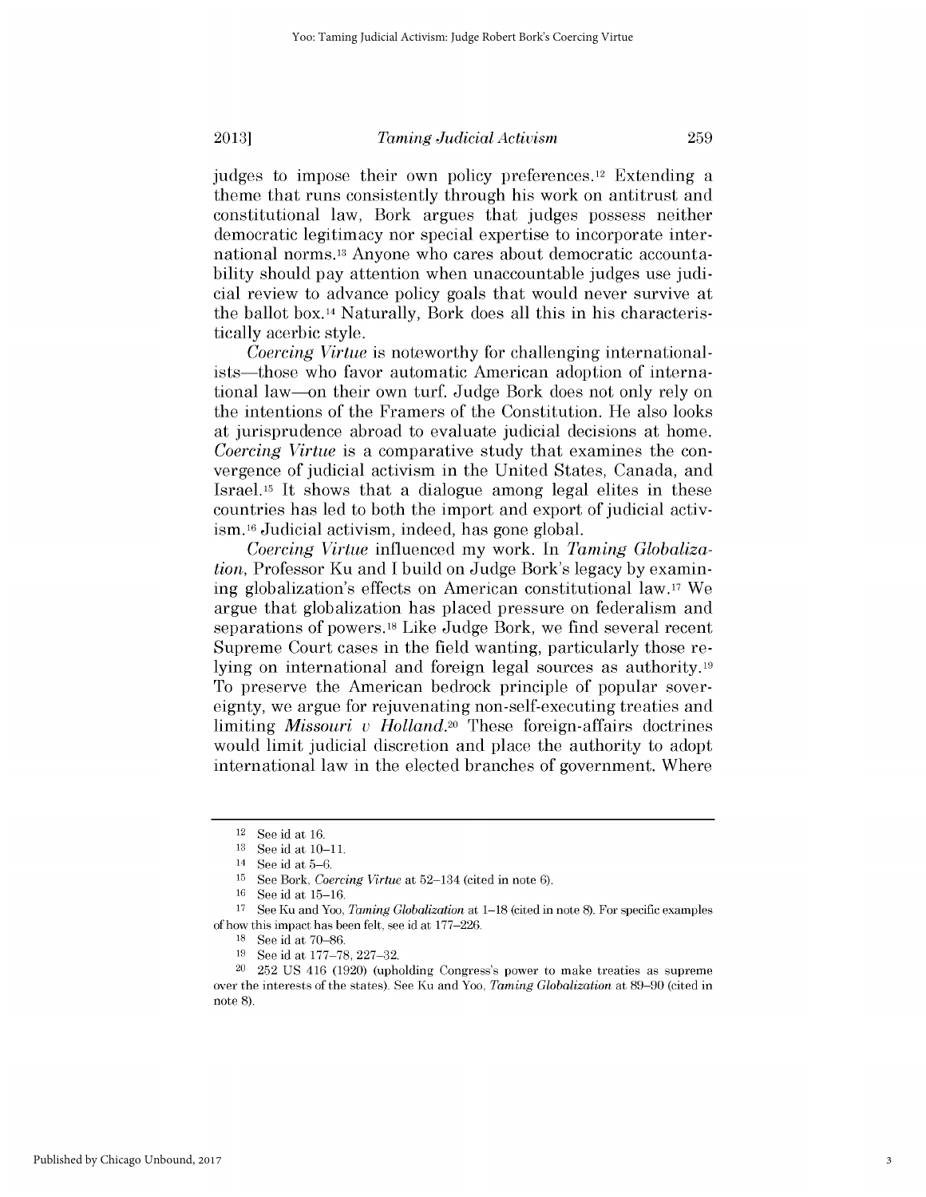judges to impose their own policy preferences.[12] Extending a theme that runs consistently through his work on antitrust and constitutional law, Bork argues that judges possess neither democratic legitimacy nor special expertise to incorporate international norms.[13] Anyone who cares about democratic accountability should pay attention when unaccountable judges use judicial review to advance policy goals that would never survive at the ballot box.[14] Naturally, Bork does all this in his characteristically acerbic style.

*Coercing Virtue* is noteworthy for challenging internationalists—those who favor automatic American adoption of international law—on their own turf. Judge Bork does not only rely on the intentions of the Framers of the Constitution. He also looks at jurisprudence abroad to evaluate judicial decisions at home. *Coercing Virtue* is a comparative study that examines the convergence of judicial activism in the United States, Canada, and Israel.[15] It shows that a dialogue among legal elites in these countries has led to both the import and export of judicial activism.[16] Judicial activism, indeed, has gone global.

*Coercing Virtue* influenced my work. In *Taming Globalization*, Professor Ku and I build on Judge Bork's legacy by examining globalization's effects on American constitutional law.[17] We argue that globalization has placed pressure on federalism and separations of powers.[18] Like Judge Bork, we find several recent Supreme Court cases in the field wanting, particularly those relying on international and foreign legal sources as authority.[19] To preserve the American bedrock principle of popular sovereignty, we argue for rejuvenating non-self-executing treaties and limiting ***Missouri v Holland***.[20] These foreign-affairs doctrines would limit judicial discretion and place the authority to adopt international law in the elected branches of government. Where

---

[12] See id at 16.

[13] See id at 10–11.

[14] See id at 5–6.

[15] See Bork, *Coercing Virtue* at 52–134 (cited in note 6).

[16] See id at 15–16.

[17] See Ku and Yoo, *Taming Globalization* at 1–18 (cited in note 8). For specific examples of how this impact has been felt, see id at 177–226.

[18] See id at 70–86.

[19] See id at 177–78, 227–32.

[20] 252 US 416 (1920) (upholding Congress's power to make treaties as supreme over the interests of the states). See Ku and Yoo, *Taming Globalization* at 89–90 (cited in note 8).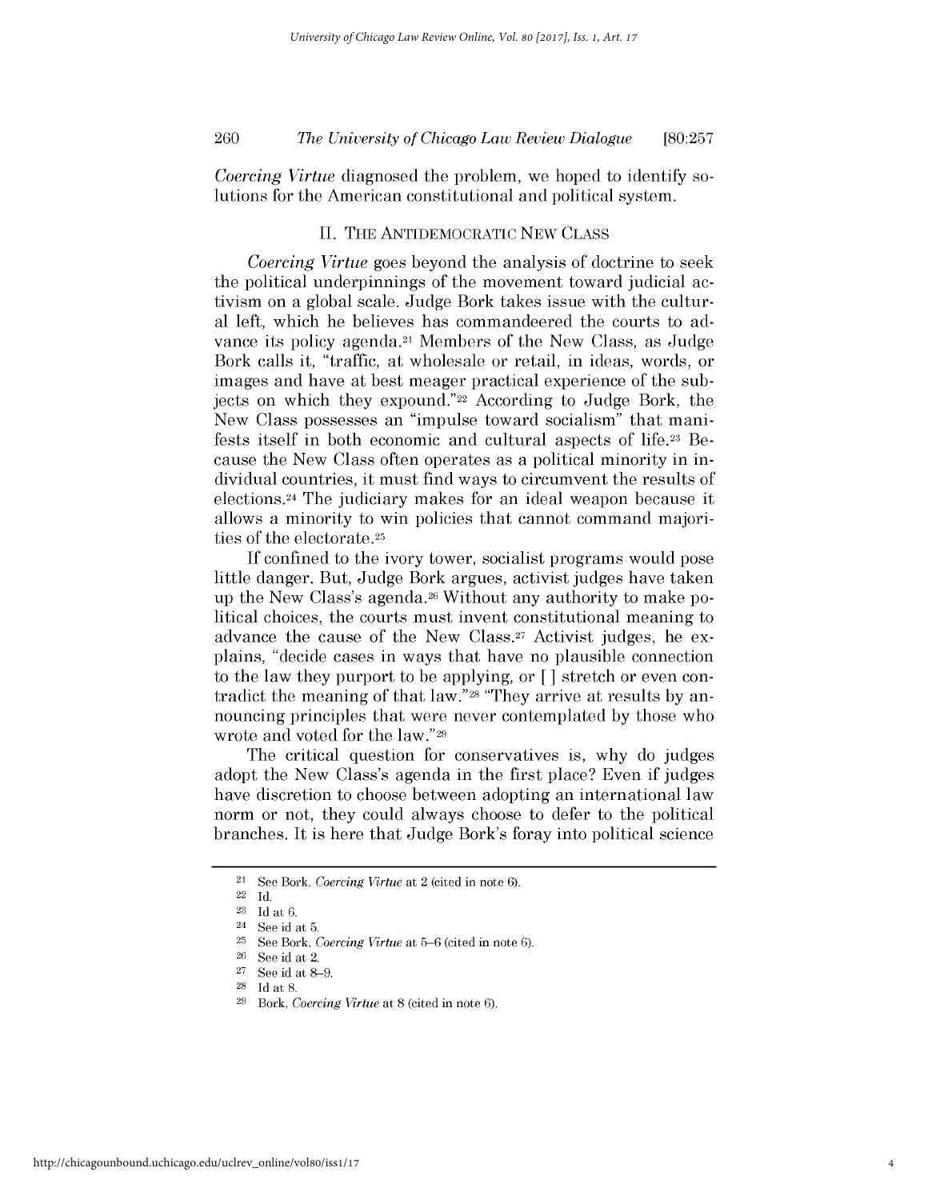*Coercing Virtue* diagnosed the problem, we hoped to identify solutions for the American constitutional and political system.

## II. THE ANTIDEMOCRATIC NEW CLASS

*Coercing Virtue* goes beyond the analysis of doctrine to seek the political underpinnings of the movement toward judicial activism on a global scale. Judge Bork takes issue with the cultural left, which he believes has commandeered the courts to advance its policy agenda.[21] Members of the New Class, as Judge Bork calls it, "traffic, at wholesale or retail, in ideas, words, or images and have at best meager practical experience of the subjects on which they expound."[22] According to Judge Bork, the New Class possesses an "impulse toward socialism" that manifests itself in both economic and cultural aspects of life.[23] Because the New Class often operates as a political minority in individual countries, it must find ways to circumvent the results of elections.[24] The judiciary makes for an ideal weapon because it allows a minority to win policies that cannot command majorities of the electorate.[25]

If confined to the ivory tower, socialist programs would pose little danger. But, Judge Bork argues, activist judges have taken up the New Class's agenda.[26] Without any authority to make political choices, the courts must invent constitutional meaning to advance the cause of the New Class.[27] Activist judges, he explains, "decide cases in ways that have no plausible connection to the law they purport to be applying, or [ ] stretch or even contradict the meaning of that law."[28] "They arrive at results by announcing principles that were never contemplated by those who wrote and voted for the law."[29]

The critical question for conservatives is, why do judges adopt the New Class's agenda in the first place? Even if judges have discretion to choose between adopting an international law norm or not, they could always choose to defer to the political branches. It is here that Judge Bork's foray into political science

---

[21] See Bork, *Coercing Virtue* at 2 (cited in note 6).

[22] Id.

[23] Id at 6.

[24] See id at 5.

[25] See Bork, *Coercing Virtue* at 5–6 (cited in note 6).

[26] See id at 2.

[27] See id at 8–9.

[28] Id at 8.

[29] Bork, *Coercing Virtue* at 8 (cited in note 6).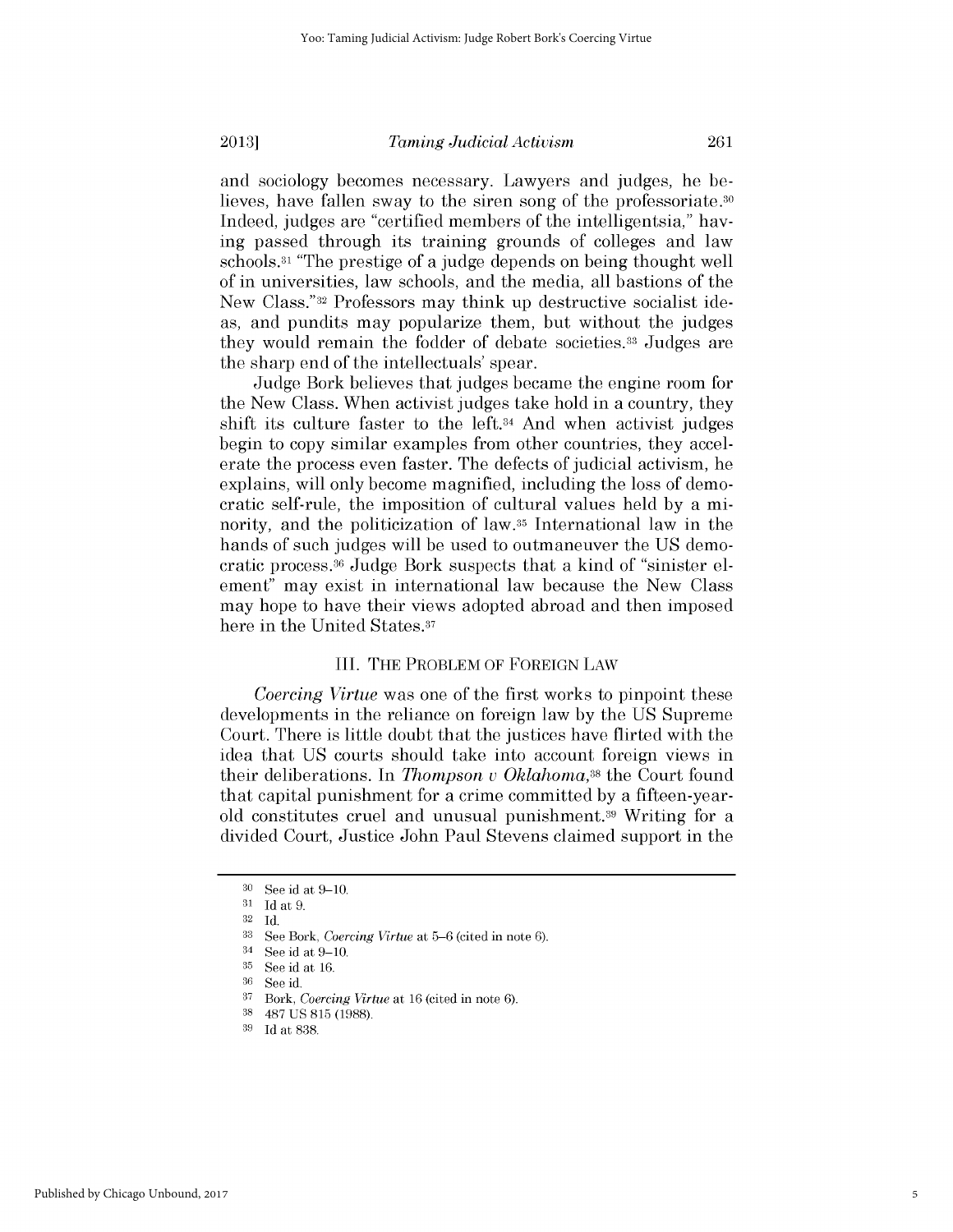and sociology becomes necessary. Lawyers and judges, he believes, have fallen sway to the siren song of the professoriate.[30] Indeed, judges are "certified members of the intelligentsia," having passed through its training grounds of colleges and law schools.[31] "The prestige of a judge depends on being thought well of in universities, law schools, and the media, all bastions of the New Class."[32] Professors may think up destructive socialist ideas, and pundits may popularize them, but without the judges they would remain the fodder of debate societies.[33] Judges are the sharp end of the intellectuals' spear.

Judge Bork believes that judges became the engine room for the New Class. When activist judges take hold in a country, they shift its culture faster to the left.[34] And when activist judges begin to copy similar examples from other countries, they accelerate the process even faster. The defects of judicial activism, he explains, will only become magnified, including the loss of democratic self-rule, the imposition of cultural values held by a minority, and the politicization of law.[35] International law in the hands of such judges will be used to outmaneuver the US democratic process.[36] Judge Bork suspects that a kind of "sinister element" may exist in international law because the New Class may hope to have their views adopted abroad and then imposed here in the United States.[37]

## III. THE PROBLEM OF FOREIGN LAW

*Coercing Virtue* was one of the first works to pinpoint these developments in the reliance on foreign law by the US Supreme Court. There is little doubt that the justices have flirted with the idea that US courts should take into account foreign views in their deliberations. In *Thompson v Oklahoma*,[38] the Court found that capital punishment for a crime committed by a fifteen-year-old constitutes cruel and unusual punishment.[39] Writing for a divided Court, Justice John Paul Stevens claimed support in the

---

30 See id at 9–10.

31 Id at 9.

32 Id.

33 See Bork, *Coercing Virtue* at 5–6 (cited in note 6).

34 See id at 9–10.

35 See id at 16.

36 See id.

37 Bork, *Coercing Virtue* at 16 (cited in note 6).

38 487 US 815 (1988).

39 Id at 838.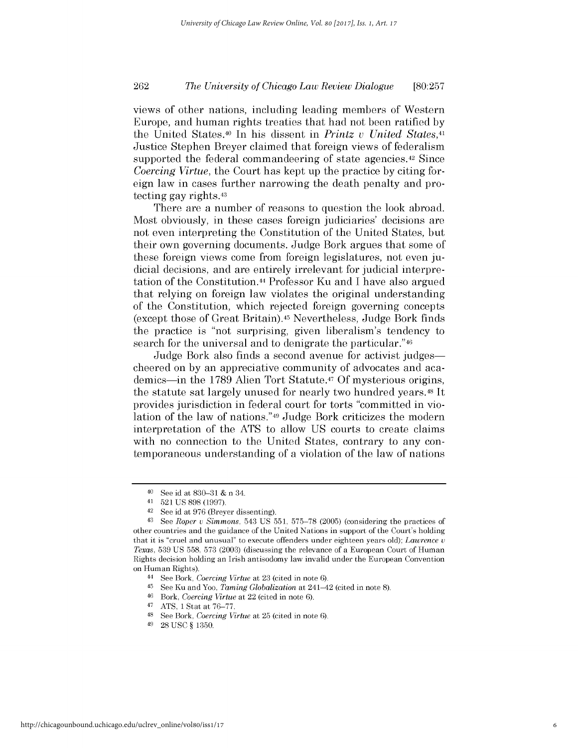views of other nations, including leading members of Western Europe, and human rights treaties that had not been ratified by the United States.[40] In his dissent in *Printz v United States*,[41] Justice Stephen Breyer claimed that foreign views of federalism supported the federal commandeering of state agencies.[42] Since *Coercing Virtue*, the Court has kept up the practice by citing foreign law in cases further narrowing the death penalty and protecting gay rights.[43]

There are a number of reasons to question the look abroad. Most obviously, in these cases foreign judiciaries' decisions are not even interpreting the Constitution of the United States, but their own governing documents. Judge Bork argues that some of these foreign views come from foreign legislatures, not even judicial decisions, and are entirely irrelevant for judicial interpretation of the Constitution.[44] Professor Ku and I have also argued that relying on foreign law violates the original understanding of the Constitution, which rejected foreign governing concepts (except those of Great Britain).[45] Nevertheless, Judge Bork finds the practice is "not surprising, given liberalism's tendency to search for the universal and to denigrate the particular."[46]

Judge Bork also finds a second avenue for activist judges—cheered on by an appreciative community of advocates and academics—in the 1789 Alien Tort Statute.[47] Of mysterious origins, the statute sat largely unused for nearly two hundred years.[48] It provides jurisdiction in federal court for torts "committed in violation of the law of nations."[49] Judge Bork criticizes the modern interpretation of the ATS to allow US courts to create claims with no connection to the United States, contrary to any contemporaneous understanding of a violation of the law of nations

---

[40] See id at 830–31 & n 34.

[41] 521 US 898 (1997).

[42] See id at 976 (Breyer dissenting).

[43] See *Roper v Simmons*, 543 US 551, 575–78 (2005) (considering the practices of other countries and the guidance of the United Nations in support of the Court's holding that it is "cruel and unusual" to execute offenders under eighteen years old); *Lawrence v Texas*, 539 US 558, 573 (2003) (discussing the relevance of a European Court of Human Rights decision holding an Irish antisodomy law invalid under the European Convention on Human Rights).

[44] See Bork, *Coercing Virtue* at 23 (cited in note 6).

[45] See Ku and Yoo, *Taming Globalization* at 241–42 (cited in note 8).

[46] Bork, *Coercing Virtue* at 22 (cited in note 6).

[47] ATS, 1 Stat at 76–77.

[48] See Bork, *Coercing Virtue* at 25 (cited in note 6).

[49] 28 USC § 1350.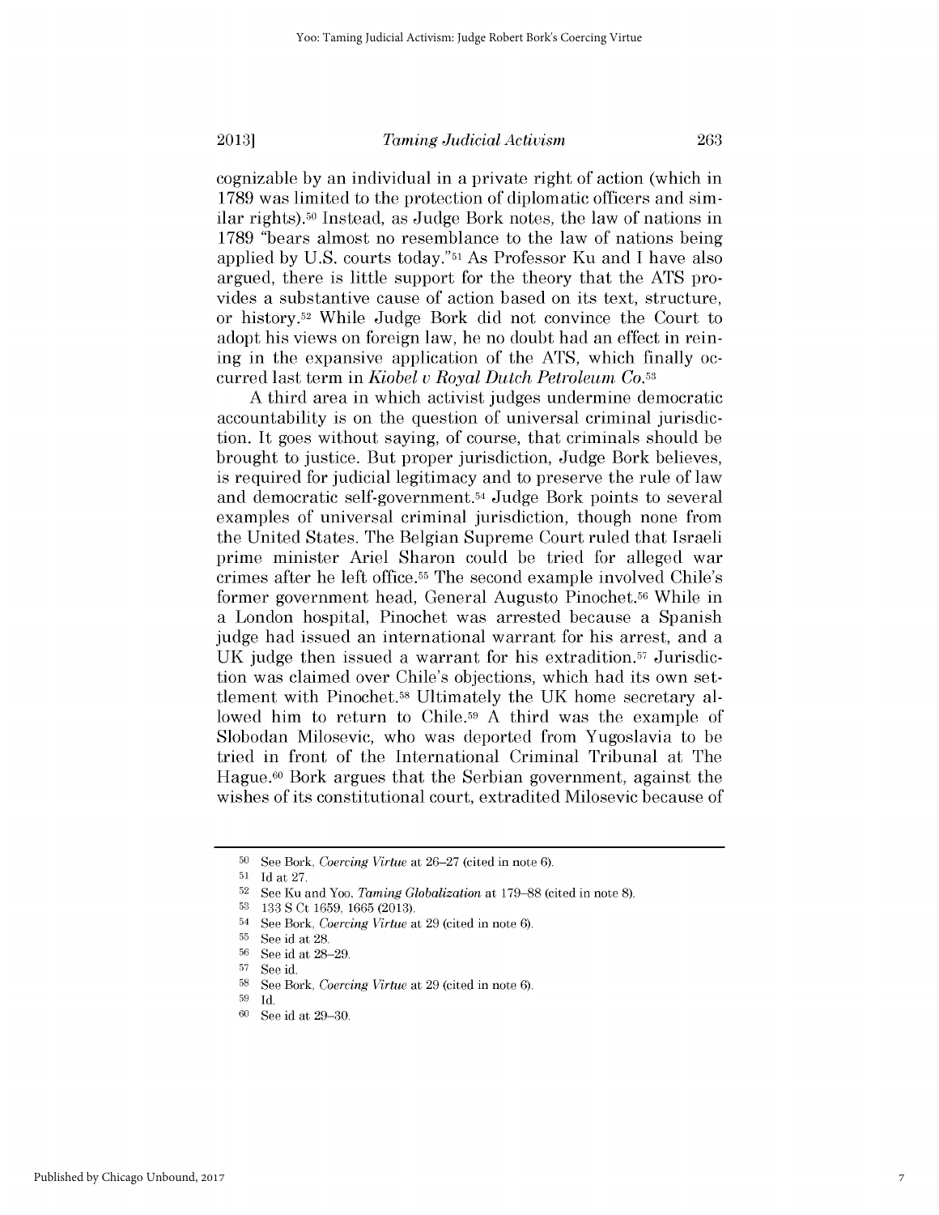cognizable by an individual in a private right of action (which in 1789 was limited to the protection of diplomatic officers and similar rights).[50] Instead, as Judge Bork notes, the law of nations in 1789 "bears almost no resemblance to the law of nations being applied by U.S. courts today."[51] As Professor Ku and I have also argued, there is little support for the theory that the ATS provides a substantive cause of action based on its text, structure, or history.[52] While Judge Bork did not convince the Court to adopt his views on foreign law, he no doubt had an effect in reining in the expansive application of the ATS, which finally occurred last term in *Kiobel v Royal Dutch Petroleum Co.*[53]

A third area in which activist judges undermine democratic accountability is on the question of universal criminal jurisdiction. It goes without saying, of course, that criminals should be brought to justice. But proper jurisdiction, Judge Bork believes, is required for judicial legitimacy and to preserve the rule of law and democratic self-government.[54] Judge Bork points to several examples of universal criminal jurisdiction, though none from the United States. The Belgian Supreme Court ruled that Israeli prime minister Ariel Sharon could be tried for alleged war crimes after he left office.[55] The second example involved Chile's former government head, General Augusto Pinochet.[56] While in a London hospital, Pinochet was arrested because a Spanish judge had issued an international warrant for his arrest, and a UK judge then issued a warrant for his extradition.[57] Jurisdiction was claimed over Chile's objections, which had its own settlement with Pinochet.[58] Ultimately the UK home secretary allowed him to return to Chile.[59] A third was the example of Slobodan Milosevic, who was deported from Yugoslavia to be tried in front of the International Criminal Tribunal at The Hague.[60] Bork argues that the Serbian government, against the wishes of its constitutional court, extradited Milosevic because of

---

[50] See Bork, *Coercing Virtue* at 26–27 (cited in note 6).

[51] Id at 27.

[52] See Ku and Yoo, *Taming Globalization* at 179–88 (cited in note 8).

[53] 133 S Ct 1659, 1665 (2013).

[54] See Bork, *Coercing Virtue* at 29 (cited in note 6).

[55] See id at 28.

[56] See id at 28–29.

[57] See id.

[58] See Bork, *Coercing Virtue* at 29 (cited in note 6).

[59] Id.

[60] See id at 29–30.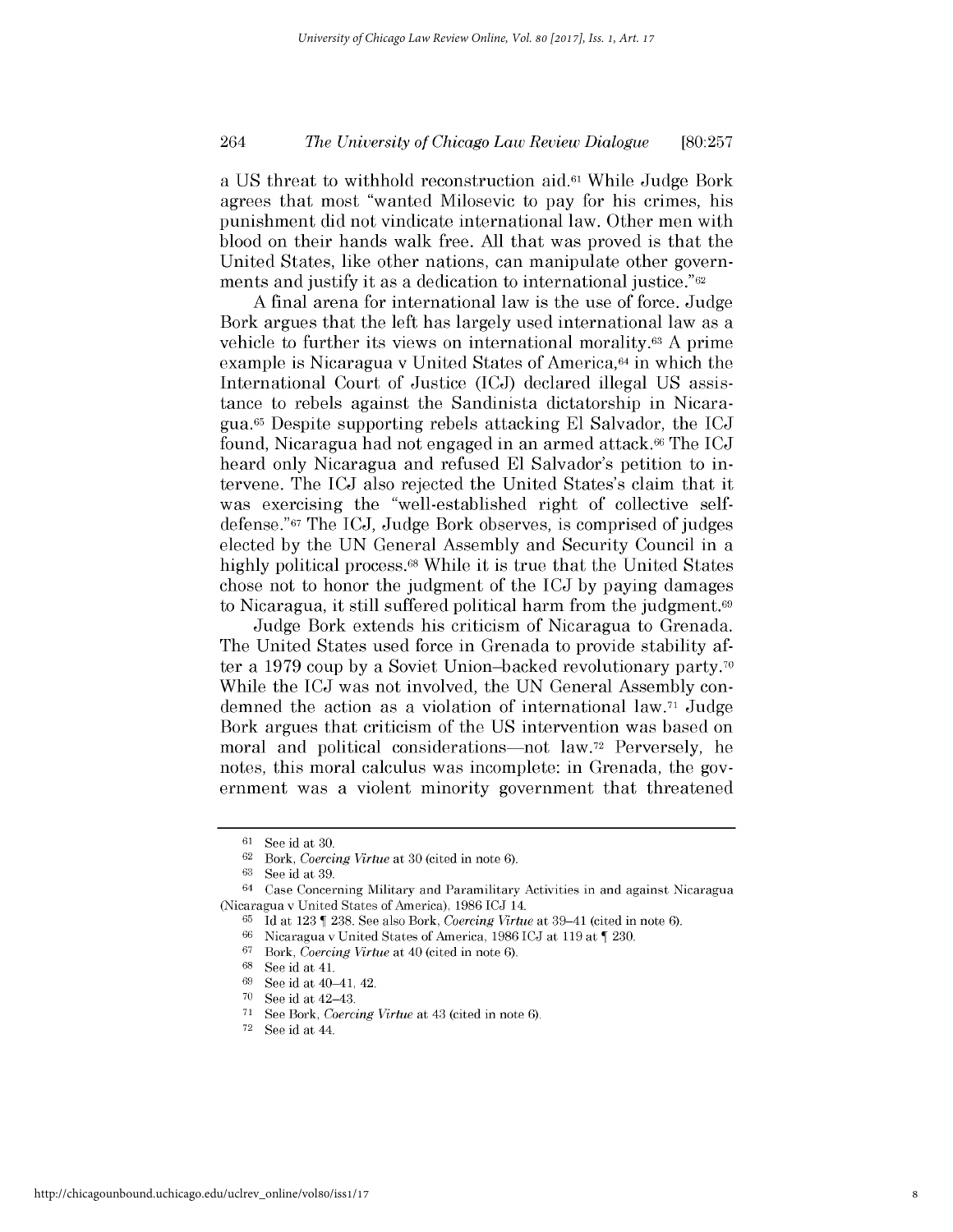a US threat to withhold reconstruction aid.[61] While Judge Bork agrees that most "wanted Milosevic to pay for his crimes, his punishment did not vindicate international law. Other men with blood on their hands walk free. All that was proved is that the United States, like other nations, can manipulate other governments and justify it as a dedication to international justice."[62]

A final arena for international law is the use of force. Judge Bork argues that the left has largely used international law as a vehicle to further its views on international morality.[63] A prime example is Nicaragua v United States of America,[64] in which the International Court of Justice (ICJ) declared illegal US assistance to rebels against the Sandinista dictatorship in Nicaragua.[65] Despite supporting rebels attacking El Salvador, the ICJ found, Nicaragua had not engaged in an armed attack.[66] The ICJ heard only Nicaragua and refused El Salvador's petition to intervene. The ICJ also rejected the United States's claim that it was exercising the "well-established right of collective self-defense."[67] The ICJ, Judge Bork observes, is comprised of judges elected by the UN General Assembly and Security Council in a highly political process.[68] While it is true that the United States chose not to honor the judgment of the ICJ by paying damages to Nicaragua, it still suffered political harm from the judgment.[69]

Judge Bork extends his criticism of Nicaragua to Grenada. The United States used force in Grenada to provide stability after a 1979 coup by a Soviet Union–backed revolutionary party.[70] While the ICJ was not involved, the UN General Assembly condemned the action as a violation of international law.[71] Judge Bork argues that criticism of the US intervention was based on moral and political considerations—not law.[72] Perversely, he notes, this moral calculus was incomplete: in Grenada, the government was a violent minority government that threatened

---

[61] See id at 30.

[62] Bork, *Coercing Virtue* at 30 (cited in note 6).

[63] See id at 39.

[64] Case Concerning Military and Paramilitary Activities in and against Nicaragua (Nicaragua v United States of America), 1986 ICJ 14.

[65] Id at 123 ¶ 238. See also Bork, *Coercing Virtue* at 39–41 (cited in note 6).

[66] Nicaragua v United States of America, 1986 ICJ at 119 at ¶ 230.

[67] Bork, *Coercing Virtue* at 40 (cited in note 6).

[68] See id at 41.

[69] See id at 40–41, 42.

[70] See id at 42–43.

[71] See Bork, *Coercing Virtue* at 43 (cited in note 6).

[72] See id at 44.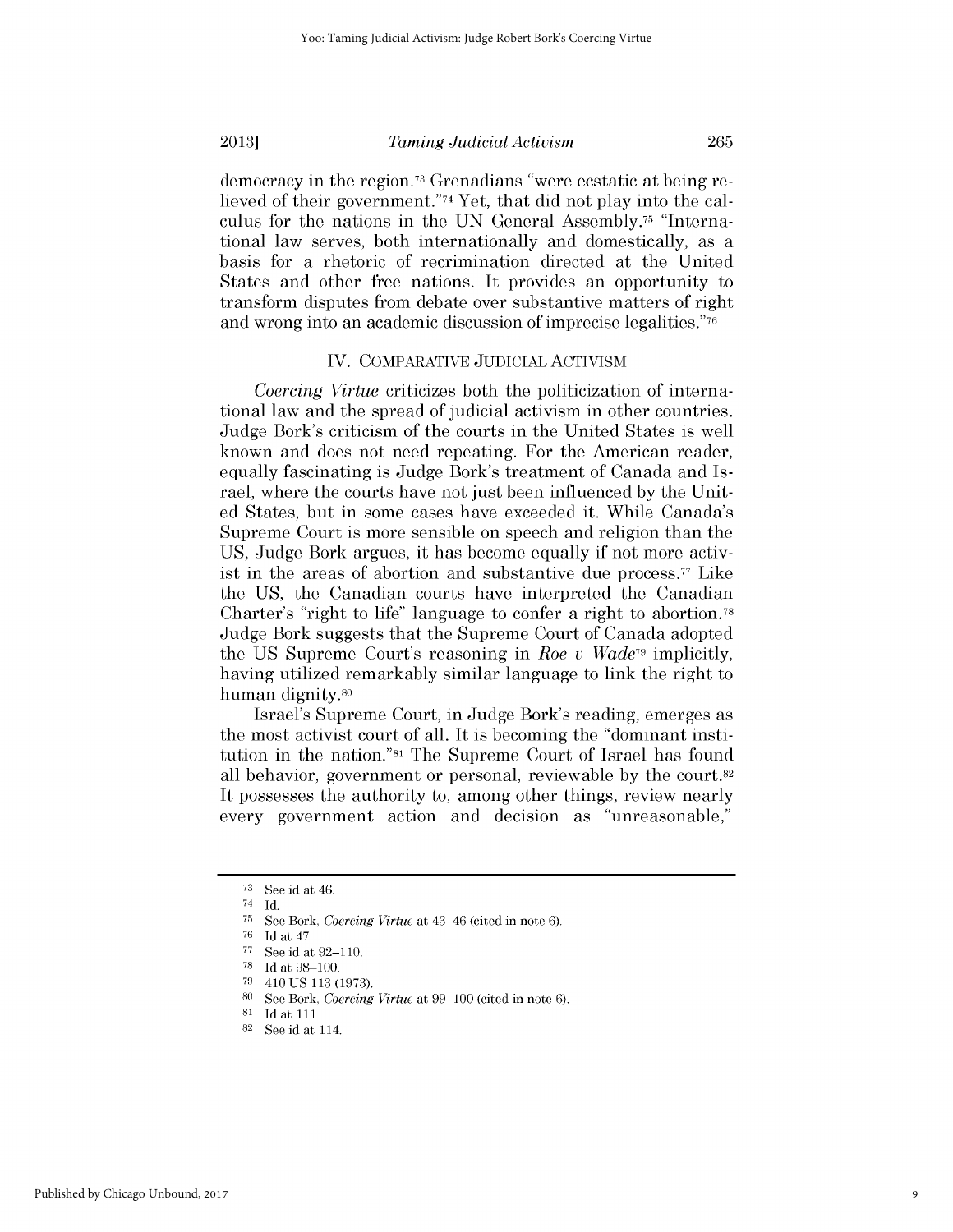democracy in the region.[73] Grenadians "were ecstatic at being relieved of their government."[74] Yet, that did not play into the calculus for the nations in the UN General Assembly.[75] "International law serves, both internationally and domestically, as a basis for a rhetoric of recrimination directed at the United States and other free nations. It provides an opportunity to transform disputes from debate over substantive matters of right and wrong into an academic discussion of imprecise legalities."[76]

## IV. COMPARATIVE JUDICIAL ACTIVISM

*Coercing Virtue* criticizes both the politicization of international law and the spread of judicial activism in other countries. Judge Bork's criticism of the courts in the United States is well known and does not need repeating. For the American reader, equally fascinating is Judge Bork's treatment of Canada and Israel, where the courts have not just been influenced by the United States, but in some cases have exceeded it. While Canada's Supreme Court is more sensible on speech and religion than the US, Judge Bork argues, it has become equally if not more activist in the areas of abortion and substantive due process.[77] Like the US, the Canadian courts have interpreted the Canadian Charter's "right to life" language to confer a right to abortion.[78] Judge Bork suggests that the Supreme Court of Canada adopted the US Supreme Court's reasoning in *Roe v Wade*[79] implicitly, having utilized remarkably similar language to link the right to human dignity.[80]

Israel's Supreme Court, in Judge Bork's reading, emerges as the most activist court of all. It is becoming the "dominant institution in the nation."[81] The Supreme Court of Israel has found all behavior, government or personal, reviewable by the court.[82] It possesses the authority to, among other things, review nearly every government action and decision as "unreasonable,"

---

[73] See id at 46.

[74] Id.

[75] See Bork, *Coercing Virtue* at 43–46 (cited in note 6).

[76] Id at 47.

[77] See id at 92–110.

[78] Id at 98–100.

[79] 410 US 113 (1973).

[80] See Bork, *Coercing Virtue* at 99–100 (cited in note 6).

[81] Id at 111.

[82] See id at 114.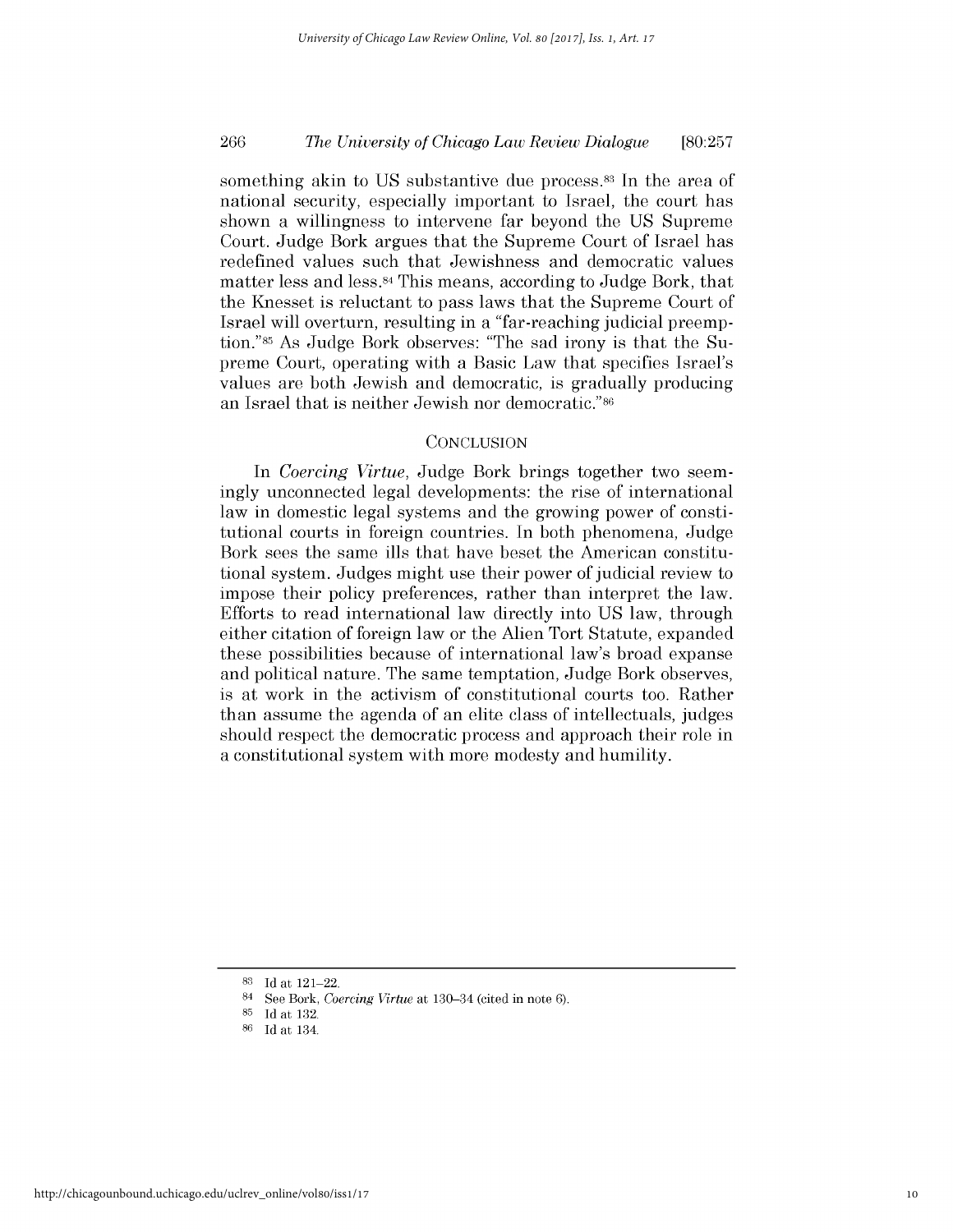something akin to US substantive due process.[83] In the area of national security, especially important to Israel, the court has shown a willingness to intervene far beyond the US Supreme Court. Judge Bork argues that the Supreme Court of Israel has redefined values such that Jewishness and democratic values matter less and less.[84] This means, according to Judge Bork, that the Knesset is reluctant to pass laws that the Supreme Court of Israel will overturn, resulting in a "far-reaching judicial preemption."[85] As Judge Bork observes: "The sad irony is that the Supreme Court, operating with a Basic Law that specifies Israel's values are both Jewish and democratic, is gradually producing an Israel that is neither Jewish nor democratic."[86]

## CONCLUSION

In *Coercing Virtue*, Judge Bork brings together two seemingly unconnected legal developments: the rise of international law in domestic legal systems and the growing power of constitutional courts in foreign countries. In both phenomena, Judge Bork sees the same ills that have beset the American constitutional system. Judges might use their power of judicial review to impose their policy preferences, rather than interpret the law. Efforts to read international law directly into US law, through either citation of foreign law or the Alien Tort Statute, expanded these possibilities because of international law's broad expanse and political nature. The same temptation, Judge Bork observes, is at work in the activism of constitutional courts too. Rather than assume the agenda of an elite class of intellectuals, judges should respect the democratic process and approach their role in a constitutional system with more modesty and humility.

---

[83] Id at 121–22.

[84] See Bork, *Coercing Virtue* at 130–34 (cited in note 6).

[85] Id at 132.

[86] Id at 134.